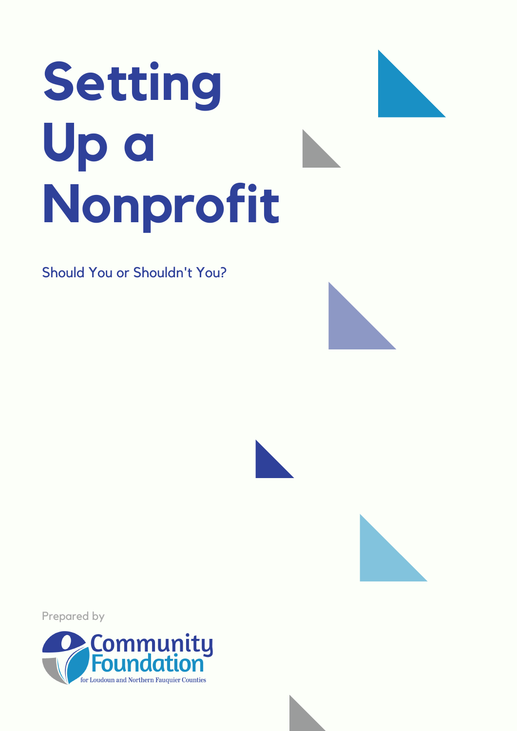# Setting Up a Nonprofit

Should You or Shouldn't You?

Prepared by

Community Foundation

for Loudoun and Northern Fauquier Counties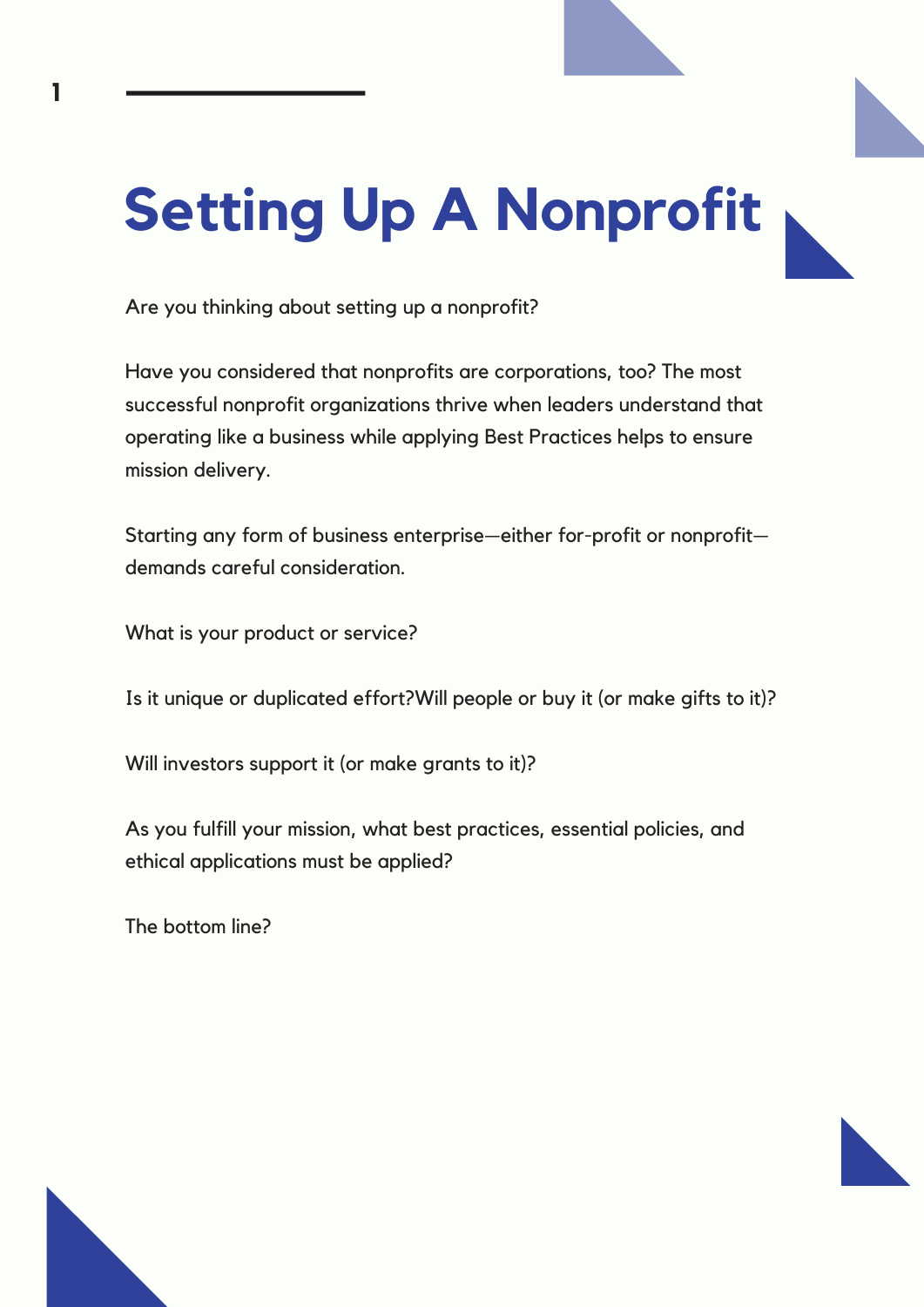# Setting Up A Nonprofit

Are you thinking about setting up a nonprofit?

Have you considered that nonprofits are corporations, too? The most successful nonprofit organizations thrive when leaders understand that operating like a business while applying Best Practices helps to ensure mission delivery.

Starting any form of business enterprise—either for-profit or nonprofit—demands careful consideration.

What is your product or service?

Is it unique or duplicated effort?Will people or buy it (or make gifts to it)?

Will investors support it (or make grants to it)?

As you fulfill your mission, what best practices, essential policies, and ethical applications must be applied?

The bottom line?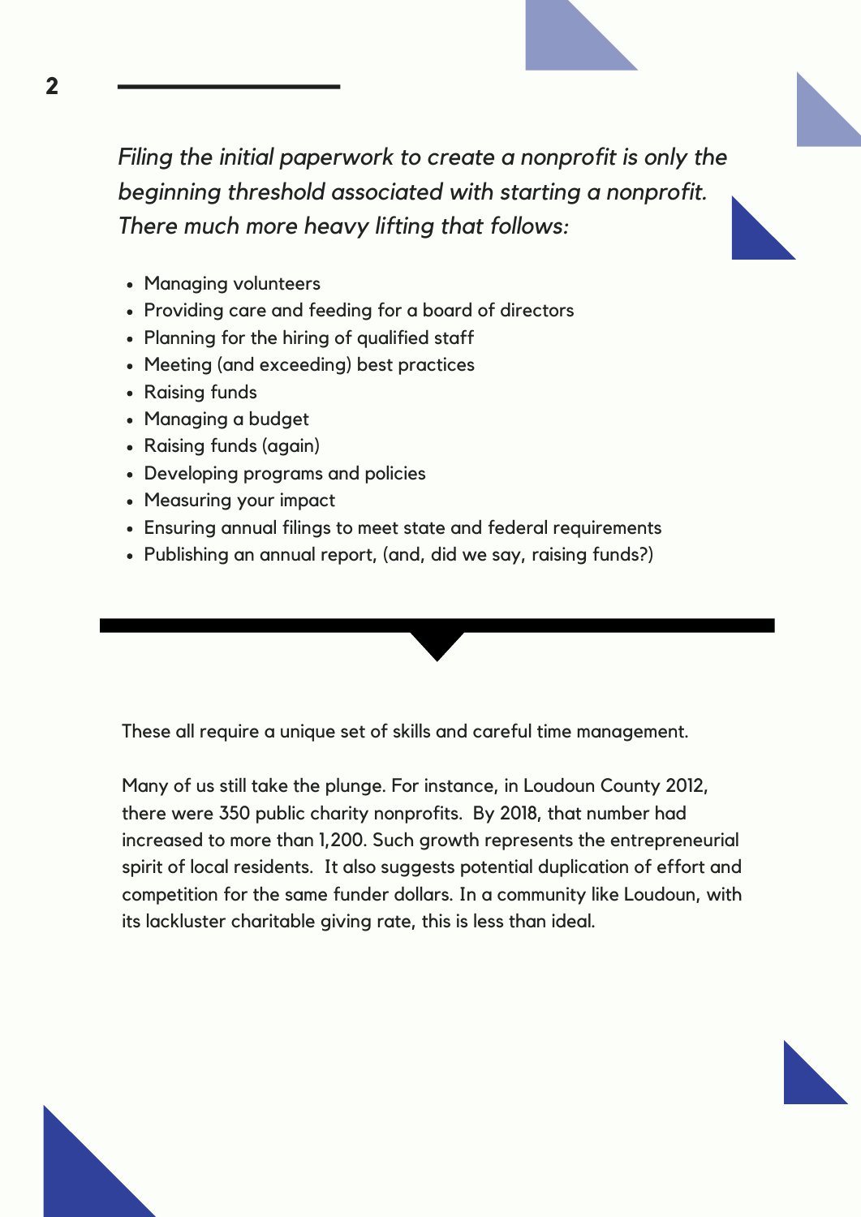*Filing the initial paperwork to create a nonprofit is only the beginning threshold associated with starting a nonprofit. There much more heavy lifting that follows:*

- Managing volunteers
- Providing care and feeding for a board of directors
- Planning for the hiring of qualified staff
- Meeting (and exceeding) best practices
- Raising funds
- Managing a budget
- Raising funds (again)
- Developing programs and policies
- Measuring your impact
- Ensuring annual filings to meet state and federal requirements
- Publishing an annual report, (and, did we say, raising funds?)

These all require a unique set of skills and careful time management.

Many of us still take the plunge. For instance, in Loudoun County 2012, there were 350 public charity nonprofits. By 2018, that number had increased to more than 1,200. Such growth represents the entrepreneurial spirit of local residents. It also suggests potential duplication of effort and competition for the same funder dollars. In a community like Loudoun, with its lackluster charitable giving rate, this is less than ideal.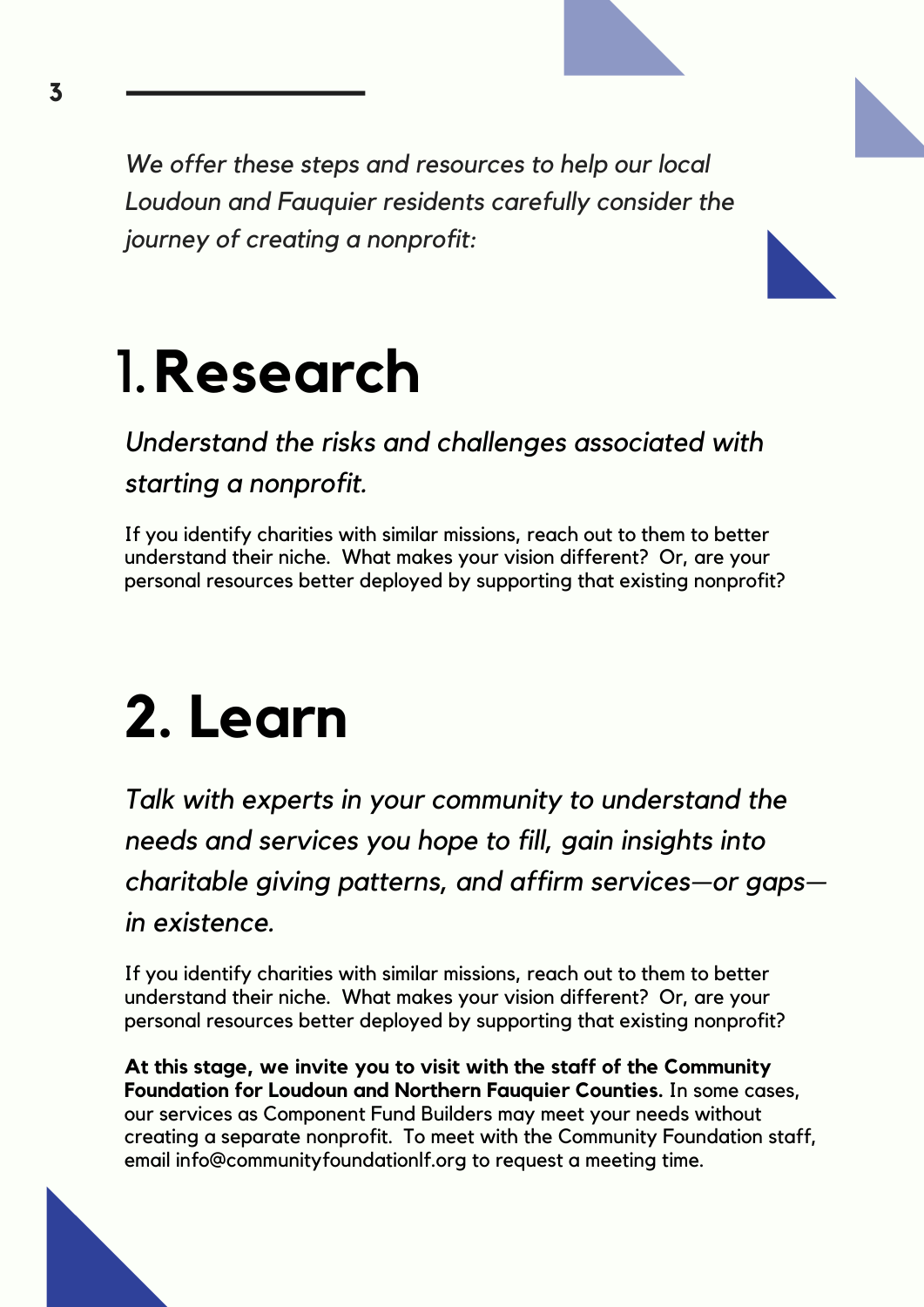*We offer these steps and resources to help our local Loudoun and Fauquier residents carefully consider the journey of creating a nonprofit:*

# 1. Research

*Understand the risks and challenges associated with starting a nonprofit.*

If you identify charities with similar missions, reach out to them to better understand their niche. What makes your vision different? Or, are your personal resources better deployed by supporting that existing nonprofit?

# 2. Learn

*Talk with experts in your community to understand the needs and services you hope to fill, gain insights into charitable giving patterns, and affirm services—or gaps—in existence.*

If you identify charities with similar missions, reach out to them to better understand their niche. What makes your vision different? Or, are your personal resources better deployed by supporting that existing nonprofit?

**At this stage, we invite you to visit with the staff of the Community Foundation for Loudoun and Northern Fauquier Counties.** In some cases, our services as Component Fund Builders may meet your needs without creating a separate nonprofit. To meet with the Community Foundation staff, email info@communityfoundationlf.org to request a meeting time.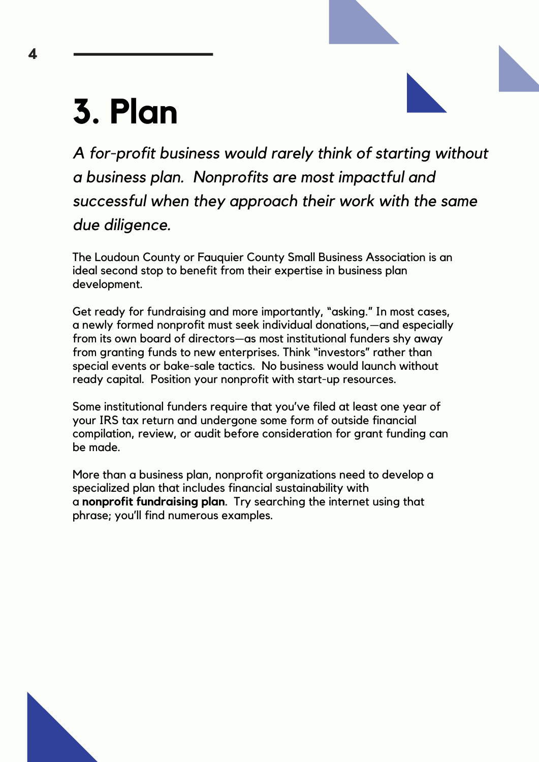# 3. Plan

*A for-profit business would rarely think of starting without a business plan. Nonprofits are most impactful and successful when they approach their work with the same due diligence.*

The Loudoun County or Fauquier County Small Business Association is an ideal second stop to benefit from their expertise in business plan development.

Get ready for fundraising and more importantly, "asking." In most cases, a newly formed nonprofit must seek individual donations,—and especially from its own board of directors—as most institutional funders shy away from granting funds to new enterprises. Think "investors" rather than special events or bake-sale tactics. No business would launch without ready capital. Position your nonprofit with start-up resources.

Some institutional funders require that you've filed at least one year of your IRS tax return and undergone some form of outside financial compilation, review, or audit before consideration for grant funding can be made.

More than a business plan, nonprofit organizations need to develop a specialized plan that includes financial sustainability with a **nonprofit fundraising plan**. Try searching the internet using that phrase; you'll find numerous examples.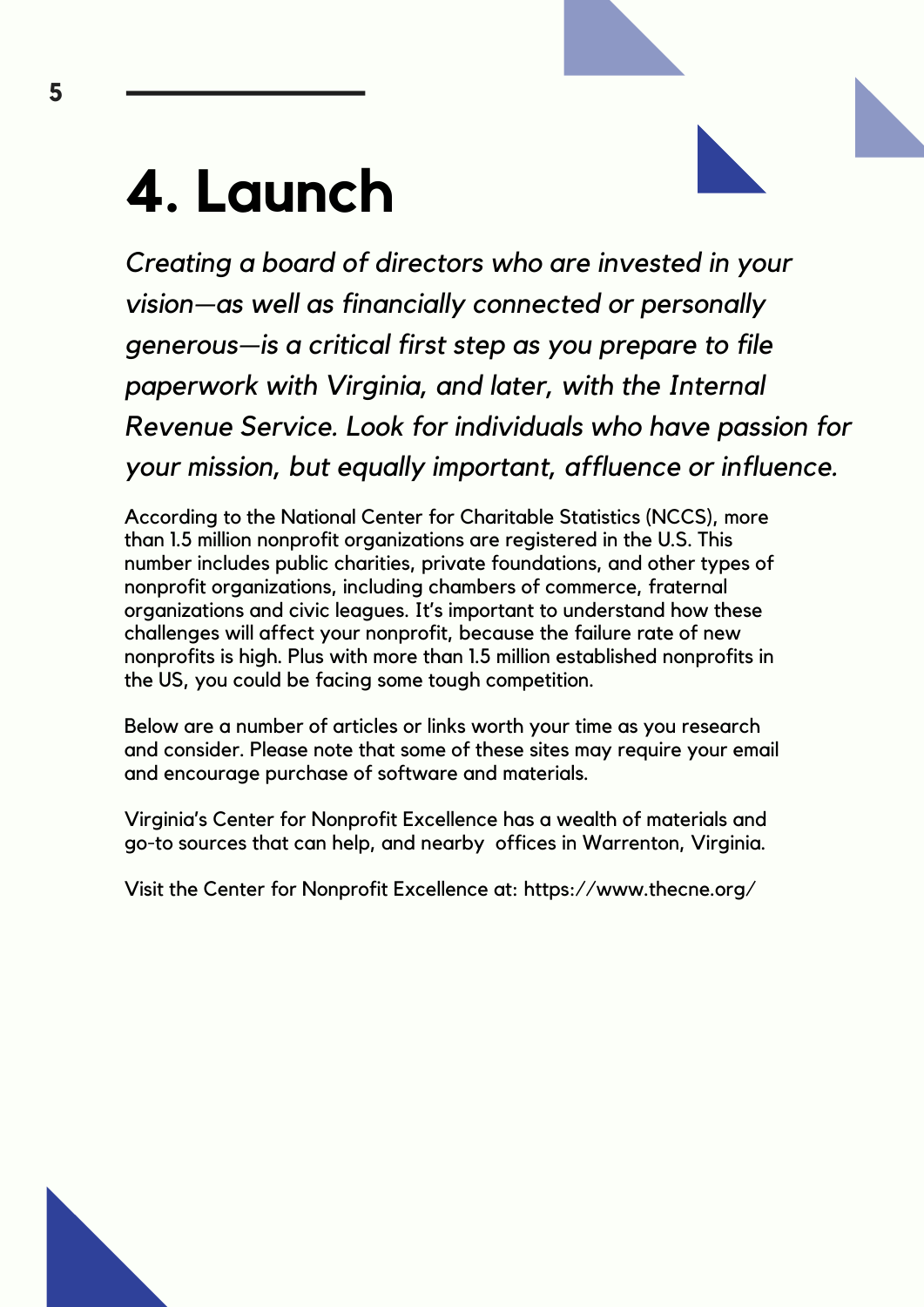# 4. Launch

*Creating a board of directors who are invested in your vision—as well as financially connected or personally generous—is a critical first step as you prepare to file paperwork with Virginia, and later, with the Internal Revenue Service. Look for individuals who have passion for your mission, but equally important, affluence or influence.*

According to the National Center for Charitable Statistics (NCCS), more than 1.5 million nonprofit organizations are registered in the U.S. This number includes public charities, private foundations, and other types of nonprofit organizations, including chambers of commerce, fraternal organizations and civic leagues. It's important to understand how these challenges will affect your nonprofit, because the failure rate of new nonprofits is high. Plus with more than 1.5 million established nonprofits in the US, you could be facing some tough competition.

Below are a number of articles or links worth your time as you research and consider. Please note that some of these sites may require your email and encourage purchase of software and materials.

Virginia's Center for Nonprofit Excellence has a wealth of materials and go-to sources that can help, and nearby offices in Warrenton, Virginia.

Visit the Center for Nonprofit Excellence at: https://www.thecne.org/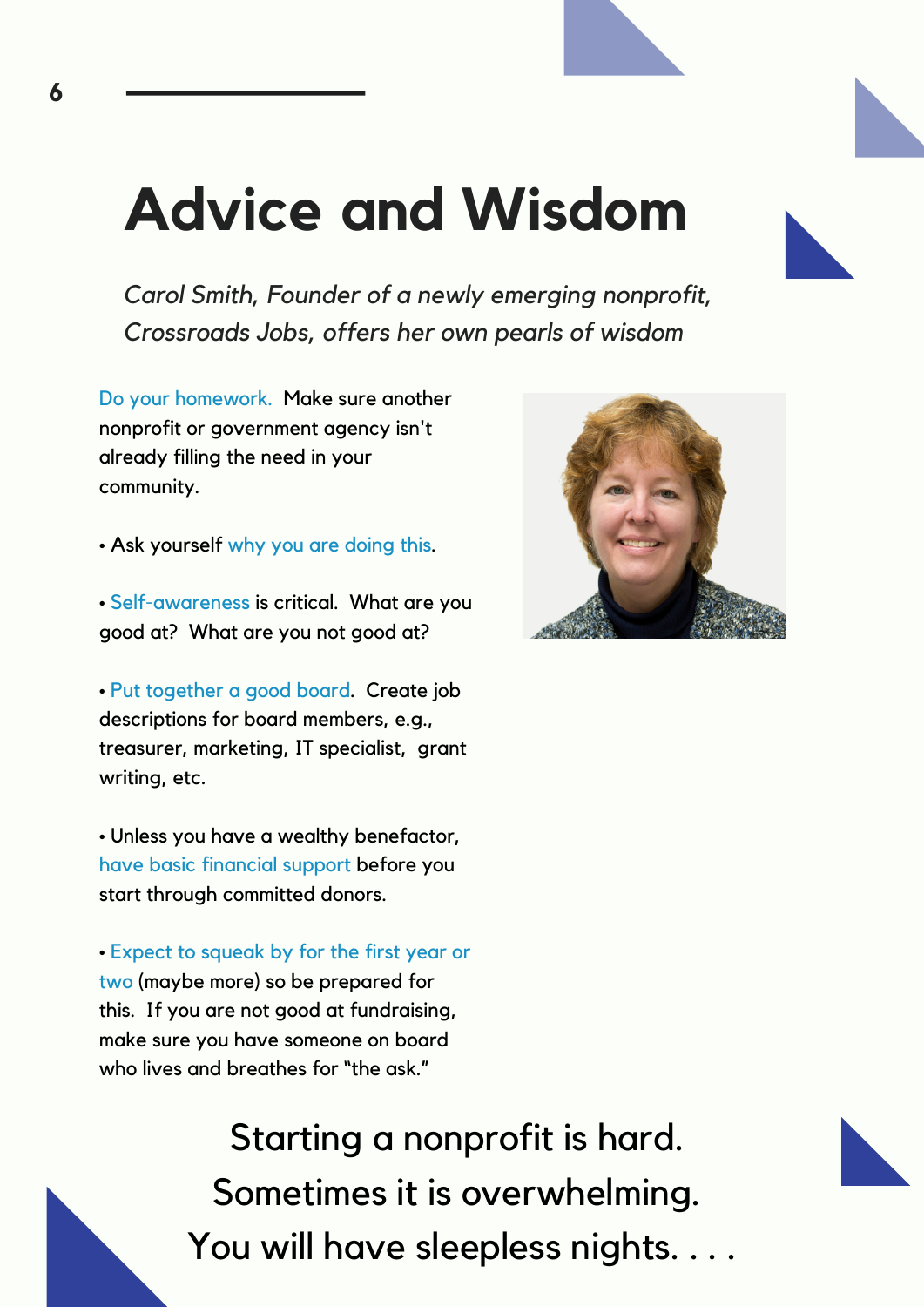# Advice and Wisdom

*Carol Smith, Founder of a newly emerging nonprofit, Crossroads Jobs, offers her own pearls of wisdom*

Do your homework. Make sure another nonprofit or government agency isn't already filling the need in your community.

- Ask yourself why you are doing this.

- Self-awareness is critical. What are you good at? What are you not good at?

- Put together a good board. Create job descriptions for board members, e.g., treasurer, marketing, IT specialist, grant writing, etc.

- Unless you have a wealthy benefactor, have basic financial support before you start through committed donors.

- Expect to squeak by for the first year or two (maybe more) so be prepared for this. If you are not good at fundraising, make sure you have someone on board who lives and breathes for "the ask."

Starting a nonprofit is hard.
Sometimes it is overwhelming.
You will have sleepless nights. . . .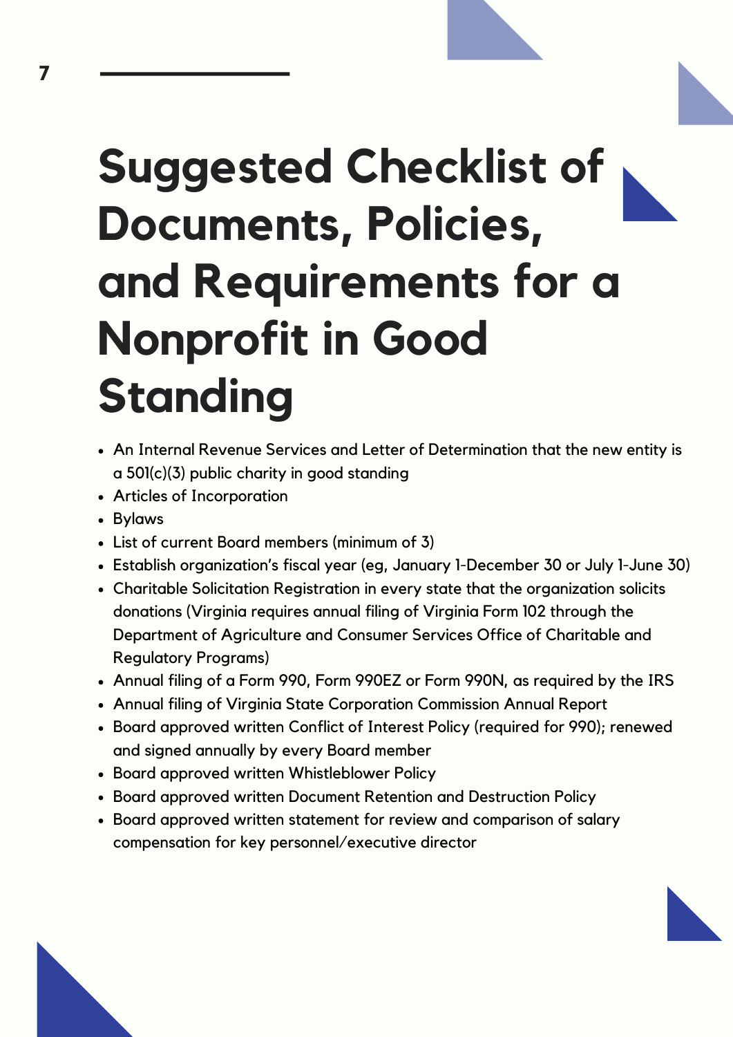# Suggested Checklist of Documents, Policies, and Requirements for a Nonprofit in Good Standing

- An Internal Revenue Services and Letter of Determination that the new entity is a 501(c)(3) public charity in good standing
- Articles of Incorporation
- Bylaws
- List of current Board members (minimum of 3)
- Establish organization's fiscal year (eg, January 1-December 30 or July 1-June 30)
- Charitable Solicitation Registration in every state that the organization solicits donations (Virginia requires annual filing of Virginia Form 102 through the Department of Agriculture and Consumer Services Office of Charitable and Regulatory Programs)
- Annual filing of a Form 990, Form 990EZ or Form 990N, as required by the IRS
- Annual filing of Virginia State Corporation Commission Annual Report
- Board approved written Conflict of Interest Policy (required for 990); renewed and signed annually by every Board member
- Board approved written Whistleblower Policy
- Board approved written Document Retention and Destruction Policy
- Board approved written statement for review and comparison of salary compensation for key personnel/executive director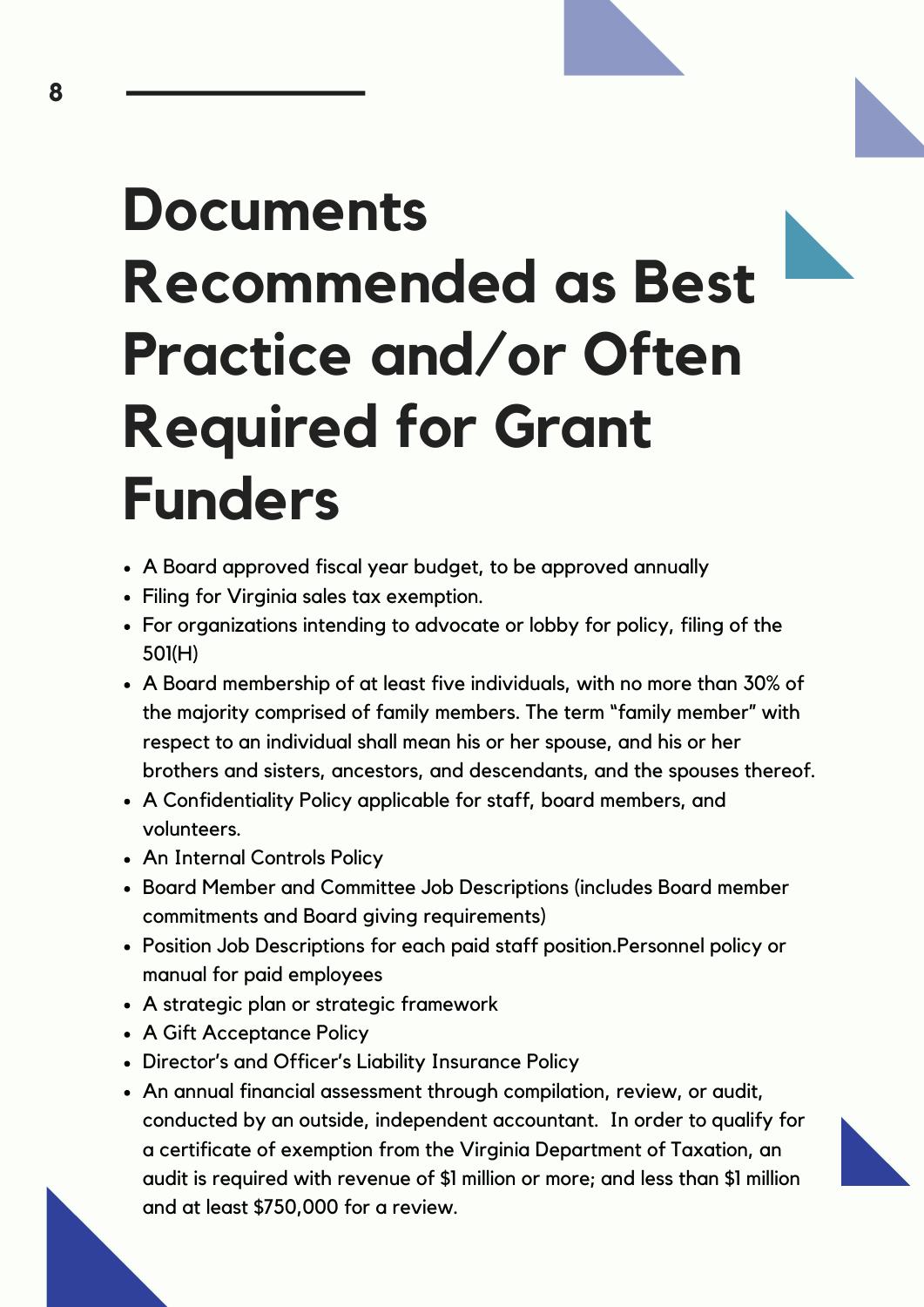# Documents Recommended as Best Practice and/or Often Required for Grant Funders

- A Board approved fiscal year budget, to be approved annually
- Filing for Virginia sales tax exemption.
- For organizations intending to advocate or lobby for policy, filing of the 501(H)
- A Board membership of at least five individuals, with no more than 30% of the majority comprised of family members. The term "family member" with respect to an individual shall mean his or her spouse, and his or her brothers and sisters, ancestors, and descendants, and the spouses thereof.
- A Confidentiality Policy applicable for staff, board members, and volunteers.
- An Internal Controls Policy
- Board Member and Committee Job Descriptions (includes Board member commitments and Board giving requirements)
- Position Job Descriptions for each paid staff position.Personnel policy or manual for paid employees
- A strategic plan or strategic framework
- A Gift Acceptance Policy
- Director's and Officer's Liability Insurance Policy
- An annual financial assessment through compilation, review, or audit, conducted by an outside, independent accountant. In order to qualify for a certificate of exemption from the Virginia Department of Taxation, an audit is required with revenue of $1 million or more; and less than $1 million and at least $750,000 for a review.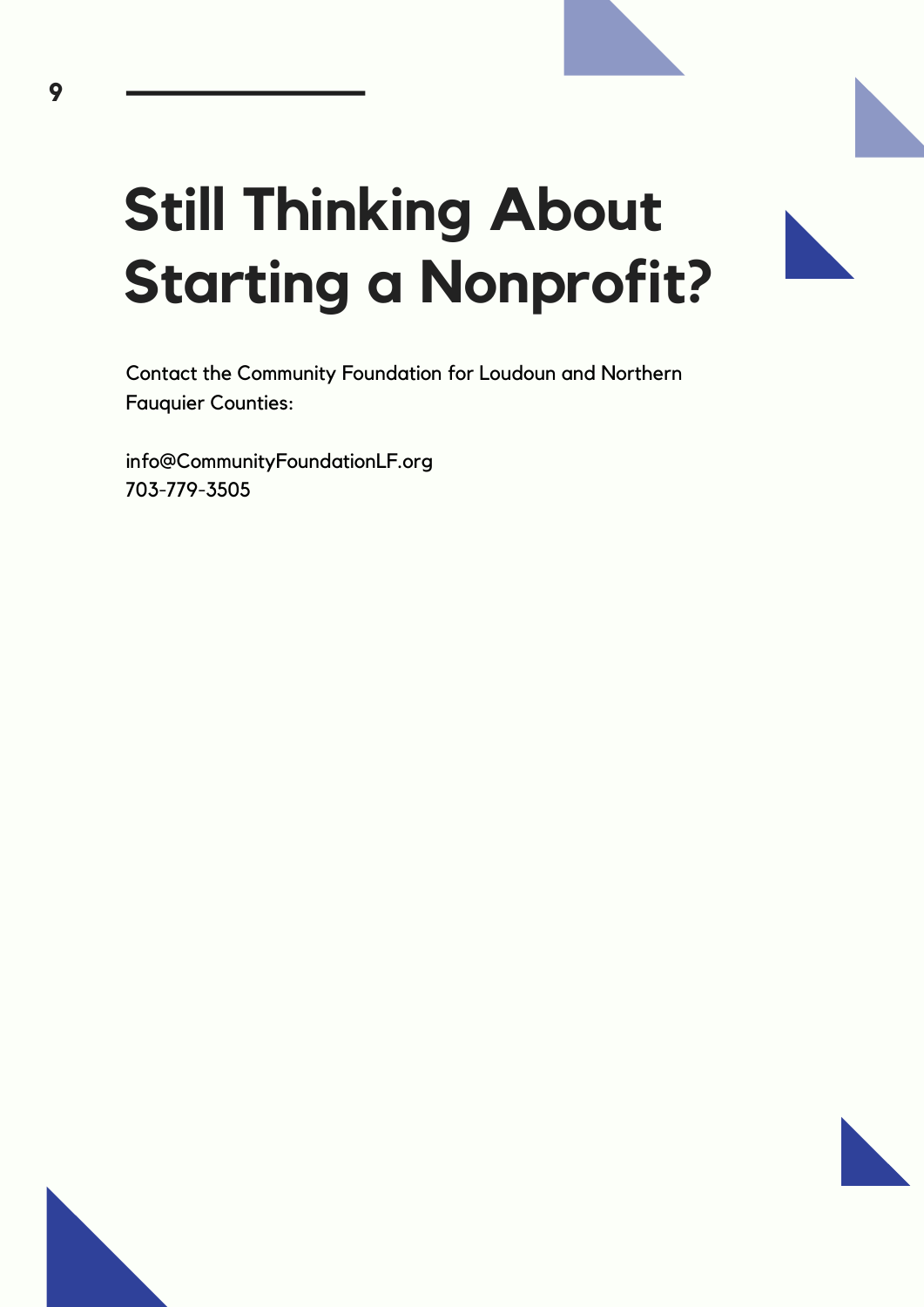# Still Thinking About Starting a Nonprofit?

Contact the Community Foundation for Loudoun and Northern Fauquier Counties:

info@CommunityFoundationLF.org
703-779-3505